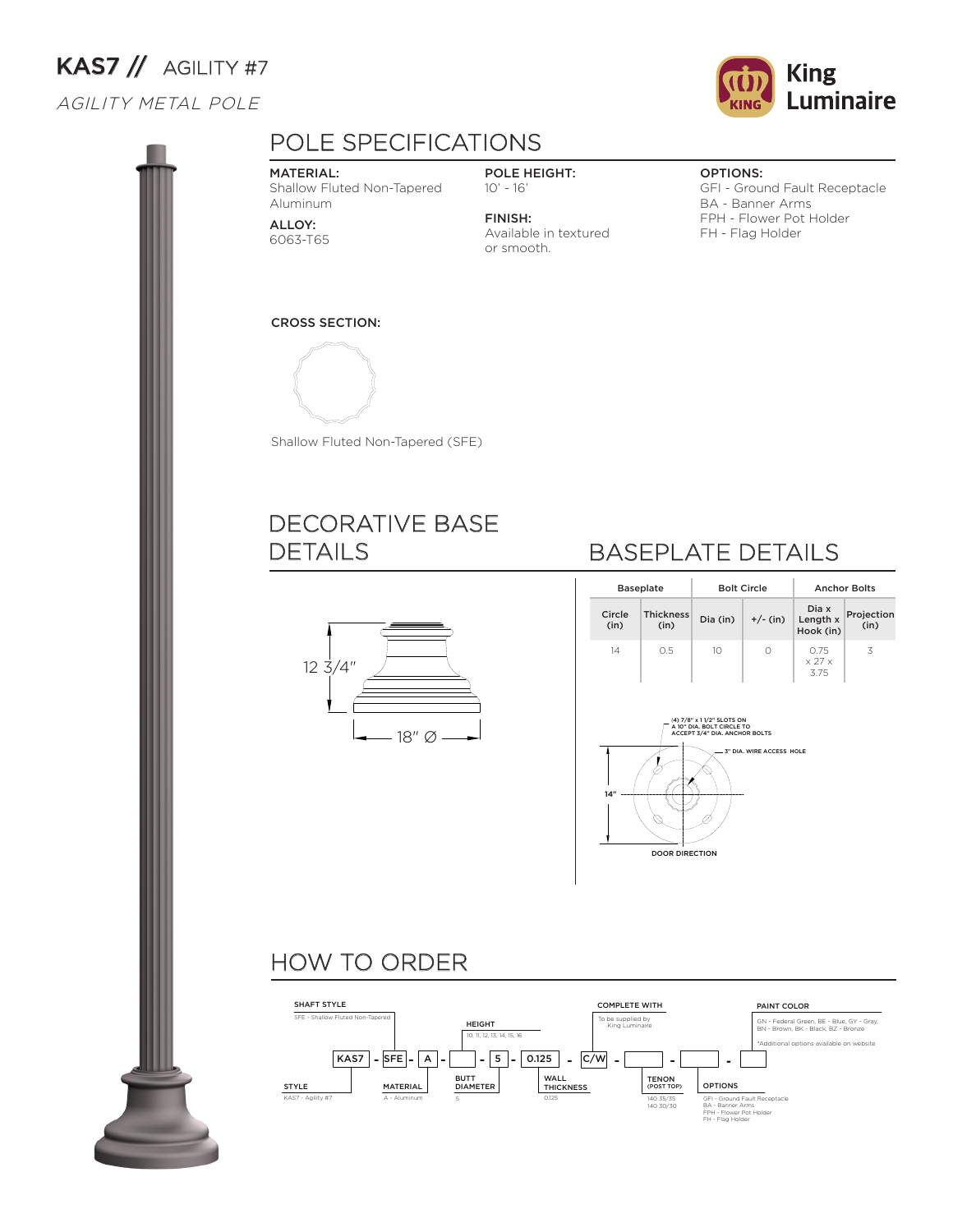# KAS7 // AGILITY #7

*AGILITY METAL POLE*

King Luminaire

## POLE SPECIFICATIONS

**MATERIAL:**
Shallow Fluted Non-Tapered Aluminum

**ALLOY:**
6063-T65

**POLE HEIGHT:**
10' - 16'

**FINISH:**
Available in textured or smooth.

**OPTIONS:**
GFI - Ground Fault Receptacle
BA - Banner Arms
FPH - Flower Pot Holder
FH - Flag Holder

**CROSS SECTION:**

Shallow Fluted Non-Tapered (SFE)

## DECORATIVE BASE DETAILS

12 3/4"

18" Ø

## BASEPLATE DETAILS

| Baseplate | | Bolt Circle | | Anchor Bolts | |
|---|---|---|---|---|---|
| Circle (in) | Thickness (in) | Dia (in) | +/- (in) | Dia x Length x Hook (in) | Projection (in) |
| 14 | 0.5 | 10 | 0 | 0.75 x 27 x 3.75 | 3 |

(4) 7/8" x 1 1/2" SLOTS ON A 10" DIA. BOLT CIRCLE TO ACCEPT 3/4" DIA. ANCHOR BOLTS

3" DIA. WIRE ACCESS HOLE

14"

DOOR DIRECTION

## HOW TO ORDER

KAS7 - SFE - A - ___ - 5 - 0.125 - C/W - ___ - ___ - ___

- **STYLE:** KAS7 - Agility #7
- **SHAFT STYLE:** SFE - Shallow Fluted Non-Tapered
- **MATERIAL:** A - Aluminum
- **HEIGHT:** 10, 11, 12, 13, 14, 15, 16
- **BUTT DIAMETER:** 5
- **WALL THICKNESS:** 0.125
- **COMPLETE WITH:** To be supplied by King Luminaire
- **TENON (POST TOP):** 140 35/35, 140 30/30
- **OPTIONS:** GFI - Ground Fault Receptacle, BA - Banner Arms, FPH - Flower Pot Holder, FH - Flag Holder
- **PAINT COLOR:** GN - Federal Green, BE - Blue, GY - Gray, BN - Brown, BK - Black, BZ - Bronze
  *Additional options available on website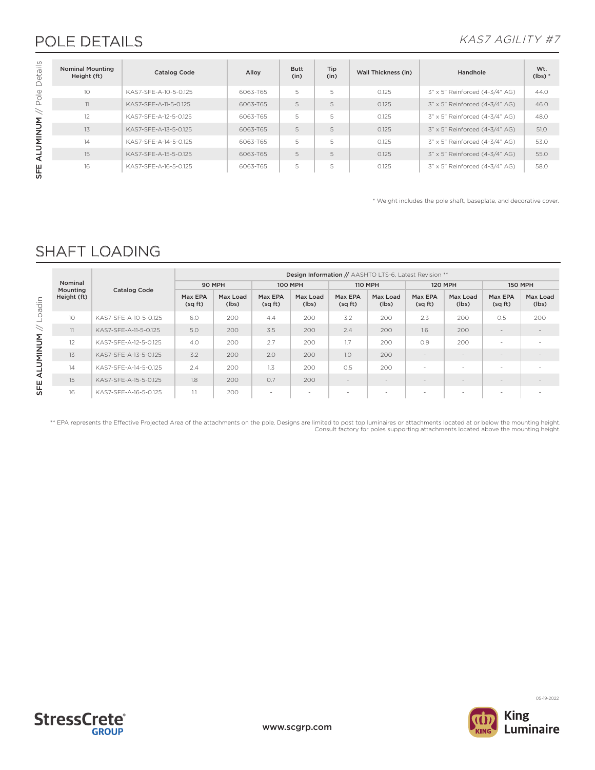# POLE DETAILS

KAS7 AGILITY #7

SFE ALUMINUM // Pole Details

| Nominal Mounting Height (ft) | Catalog Code | Alloy | Butt (in) | Tip (in) | Wall Thickness (in) | Handhole | Wt. (lbs) * |
|---|---|---|---|---|---|---|---|
| 10 | KAS7-SFE-A-10-5-0.125 | 6063-T65 | 5 | 5 | 0.125 | 3" x 5" Reinforced (4-3/4" AG) | 44.0 |
| 11 | KAS7-SFE-A-11-5-0.125 | 6063-T65 | 5 | 5 | 0.125 | 3" x 5" Reinforced (4-3/4" AG) | 46.0 |
| 12 | KAS7-SFE-A-12-5-0.125 | 6063-T65 | 5 | 5 | 0.125 | 3" x 5" Reinforced (4-3/4" AG) | 48.0 |
| 13 | KAS7-SFE-A-13-5-0.125 | 6063-T65 | 5 | 5 | 0.125 | 3" x 5" Reinforced (4-3/4" AG) | 51.0 |
| 14 | KAS7-SFE-A-14-5-0.125 | 6063-T65 | 5 | 5 | 0.125 | 3" x 5" Reinforced (4-3/4" AG) | 53.0 |
| 15 | KAS7-SFE-A-15-5-0.125 | 6063-T65 | 5 | 5 | 0.125 | 3" x 5" Reinforced (4-3/4" AG) | 55.0 |
| 16 | KAS7-SFE-A-16-5-0.125 | 6063-T65 | 5 | 5 | 0.125 | 3" x 5" Reinforced (4-3/4" AG) | 58.0 |

* Weight includes the pole shaft, baseplate, and decorative cover.

# SHAFT LOADING

SFE ALUMINUM // Loadin

| Nominal Mounting Height (ft) | Catalog Code | Design Information // AASHTO LTS-6, Latest Revision ** | | | | | | | | | |
|---|---|---|---|---|---|---|---|---|---|---|---|
| | | 90 MPH | | 100 MPH | | 110 MPH | | 120 MPH | | 150 MPH | |
| | | Max EPA (sq ft) | Max Load (lbs) | Max EPA (sq ft) | Max Load (lbs) | Max EPA (sq ft) | Max Load (lbs) | Max EPA (sq ft) | Max Load (lbs) | Max EPA (sq ft) | Max Load (lbs) |
| 10 | KAS7-SFE-A-10-5-0.125 | 6.0 | 200 | 4.4 | 200 | 3.2 | 200 | 2.3 | 200 | 0.5 | 200 |
| 11 | KAS7-SFE-A-11-5-0.125 | 5.0 | 200 | 3.5 | 200 | 2.4 | 200 | 1.6 | 200 | - | - |
| 12 | KAS7-SFE-A-12-5-0.125 | 4.0 | 200 | 2.7 | 200 | 1.7 | 200 | 0.9 | 200 | - | - |
| 13 | KAS7-SFE-A-13-5-0.125 | 3.2 | 200 | 2.0 | 200 | 1.0 | 200 | - | - | - | - |
| 14 | KAS7-SFE-A-14-5-0.125 | 2.4 | 200 | 1.3 | 200 | 0.5 | 200 | - | - | - | - |
| 15 | KAS7-SFE-A-15-5-0.125 | 1.8 | 200 | 0.7 | 200 | - | - | - | - | - | - |
| 16 | KAS7-SFE-A-16-5-0.125 | 1.1 | 200 | - | - | - | - | - | - | - | - |

** EPA represents the Effective Projected Area of the attachments on the pole. Designs are limited to post top luminaires or attachments located at or below the mounting height. Consult factory for poles supporting attachments located above the mounting height.

05-19-2022

StressCrete GROUP

www.scgrp.com

King Luminaire